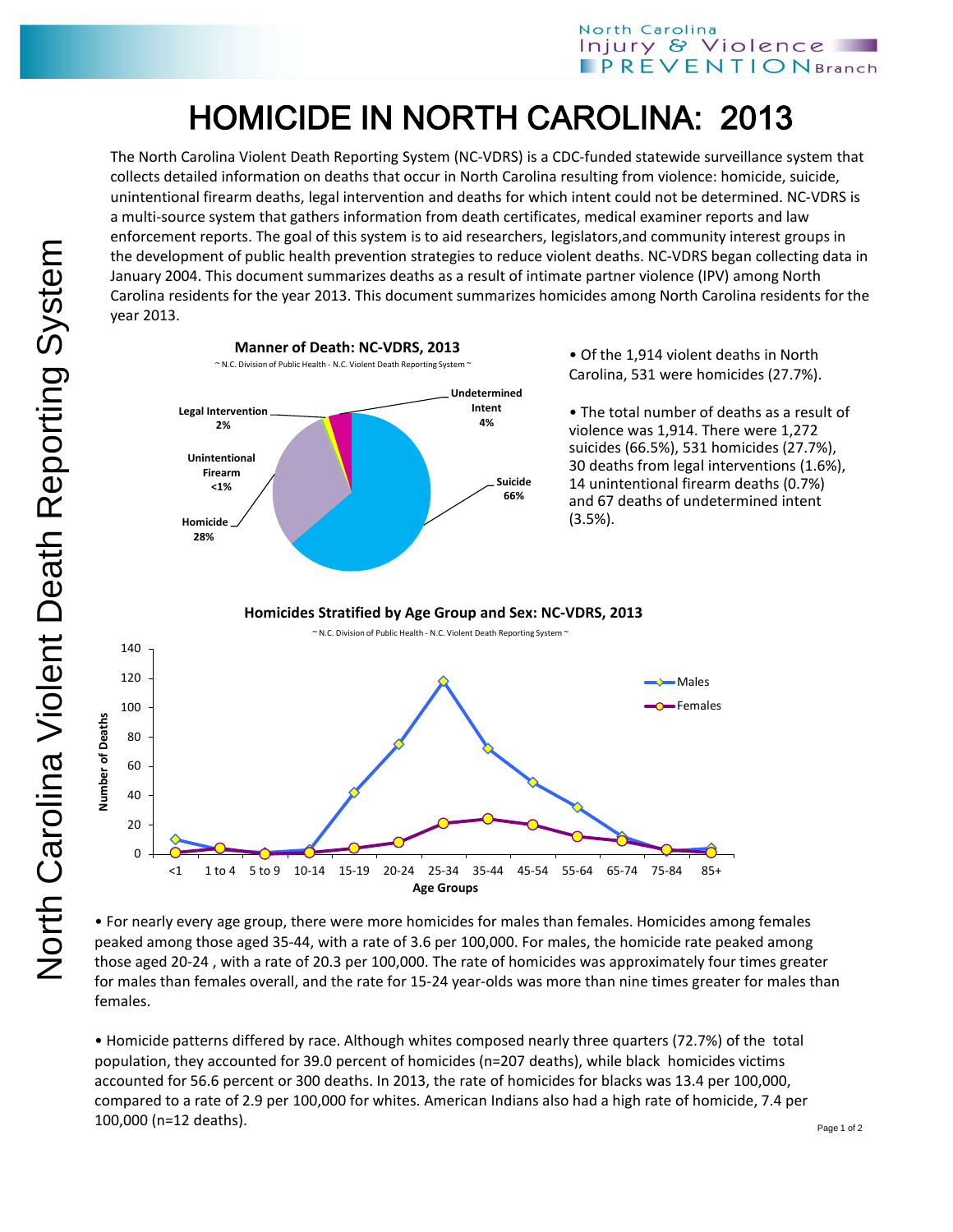# HOMICIDE IN NORTH CAROLINA: 2013

The North Carolina Violent Death Reporting System (NC-VDRS) is a CDC-funded statewide surveillance system that collects detailed information on deaths that occur in North Carolina resulting from violence: homicide, suicide, unintentional firearm deaths, legal intervention and deaths for which intent could not be determined. NC-VDRS is a multi-source system that gathers information from death certificates, medical examiner reports and law enforcement reports. The goal of this system is to aid researchers, legislators,and community interest groups in the development of public health prevention strategies to reduce violent deaths. NC-VDRS began collecting data in January 2004. This document summarizes deaths as a result of intimate partner violence (IPV) among North Carolina residents for the year 2013. This document summarizes homicides among North Carolina residents for the year 2013.

**Manner of Death: NC-VDRS, 2013**

~ N.C. Division of Public Health - N.C. Violent Death Reporting System ~

| Manner of Death | Percent |
|---|---|
| Suicide | 66% |
| Homicide | 28% |
| Undetermined Intent | 4% |
| Legal Intervention | 2% |
| Unintentional Firearm | <1% |

- Of the 1,914 violent deaths in North Carolina, 531 were homicides (27.7%).
- The total number of deaths as a result of violence was 1,914. There were 1,272 suicides (66.5%), 531 homicides (27.7%), 30 deaths from legal interventions (1.6%), 14 unintentional firearm deaths (0.7%) and 67 deaths of undetermined intent (3.5%).

**Homicides Stratified by Age Group and Sex: NC-VDRS, 2013**

~ N.C. Division of Public Health - N.C. Violent Death Reporting System ~

[Line chart: Number of Deaths (y-axis, 0–140) by Age Groups (x-axis: <1, 1 to 4, 5 to 9, 10-14, 15-19, 20-24, 25-34, 35-44, 45-54, 55-64, 65-74, 75-84, 85+) for Males and Females]

- For nearly every age group, there were more homicides for males than females. Homicides among females peaked among those aged 35-44, with a rate of 3.6 per 100,000. For males, the homicide rate peaked among those aged 20-24 , with a rate of 20.3 per 100,000. The rate of homicides was approximately four times greater for males than females overall, and the rate for 15-24 year-olds was more than nine times greater for males than females.

- Homicide patterns differed by race. Although whites composed nearly three quarters (72.7%) of the total population, they accounted for 39.0 percent of homicides (n=207 deaths), while black homicides victims accounted for 56.6 percent or 300 deaths. In 2013, the rate of homicides for blacks was 13.4 per 100,000, compared to a rate of 2.9 per 100,000 for whites. American Indians also had a high rate of homicide, 7.4 per 100,000 (n=12 deaths).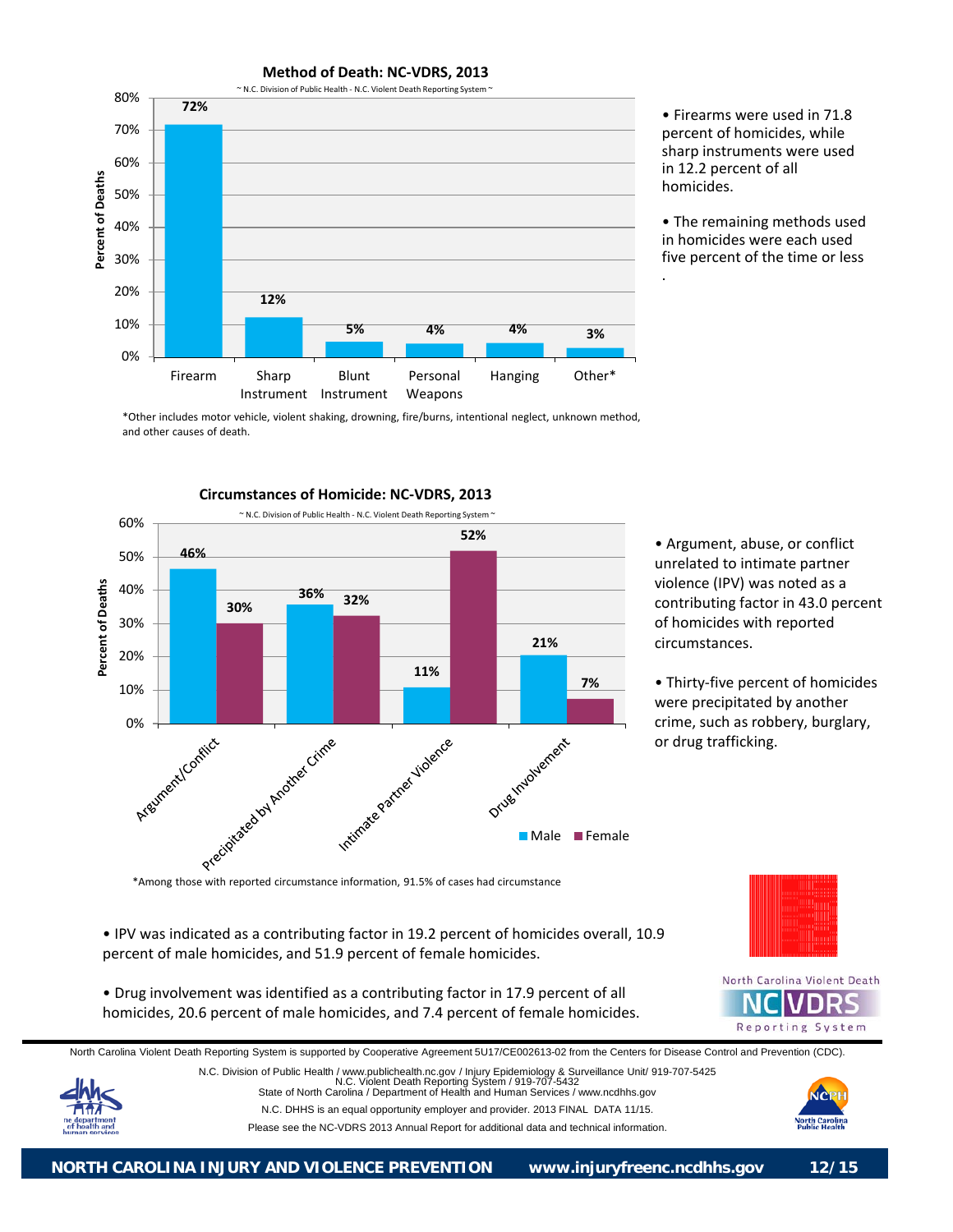## Method of Death: NC-VDRS, 2013

~ N.C. Division of Public Health - N.C. Violent Death Reporting System ~

Percent of Deaths

80%
70%
60%
50%
40%
30%
20%
10%
0%

Firearm 72%
Sharp Instrument 12%
Blunt Instrument 5%
Personal Weapons 4%
Hanging 4%
Other* 3%

*Other includes motor vehicle, violent shaking, drowning, fire/burns, intentional neglect, unknown method, and other causes of death.

- Firearms were used in 71.8 percent of homicides, while sharp instruments were used in 12.2 percent of all homicides.
- The remaining methods used in homicides were each used five percent of the time or less.

## Circumstances of Homicide: NC-VDRS, 2013

~ N.C. Division of Public Health - N.C. Violent Death Reporting System ~

Percent of Deaths

60%
50%
40%
30%
20%
10%
0%

Argument/Conflict 46% 30%
Precipitated by Another Crime 36% 32%
Intimate Partner Violence 11% 52%
Drug Involvement 21% 7%

Male Female

*Among those with reported circumstance information, 91.5% of cases had circumstance

- Argument, abuse, or conflict unrelated to intimate partner violence (IPV) was noted as a contributing factor in 43.0 percent of homicides with reported circumstances.
- Thirty-five percent of homicides were precipitated by another crime, such as robbery, burglary, or drug trafficking.
- IPV was indicated as a contributing factor in 19.2 percent of homicides overall, 10.9 percent of male homicides, and 51.9 percent of female homicides.
- Drug involvement was identified as a contributing factor in 17.9 percent of all homicides, 20.6 percent of male homicides, and 7.4 percent of female homicides.

North Carolina Violent Death Reporting System

North Carolina Violent Death Reporting System is supported by Cooperative Agreement 5U17/CE002613-02 from the Centers for Disease Control and Prevention (CDC).

N.C. Division of Public Health / www.publichealth.nc.gov / Injury Epidemiology & Surveillance Unit/ 919-707-5425
N.C. Violent Death Reporting System / 919-707-5432
State of North Carolina / Department of Health and Human Services / www.ncdhhs.gov
N.C. DHHS is an equal opportunity employer and provider. 2013 FINAL DATA 11/15.
Please see the NC-VDRS 2013 Annual Report for additional data and technical information.

NORTH CAROLINA INJURY AND VIOLENCE PREVENTION www.injuryfreenc.ncdhhs.gov 12/15